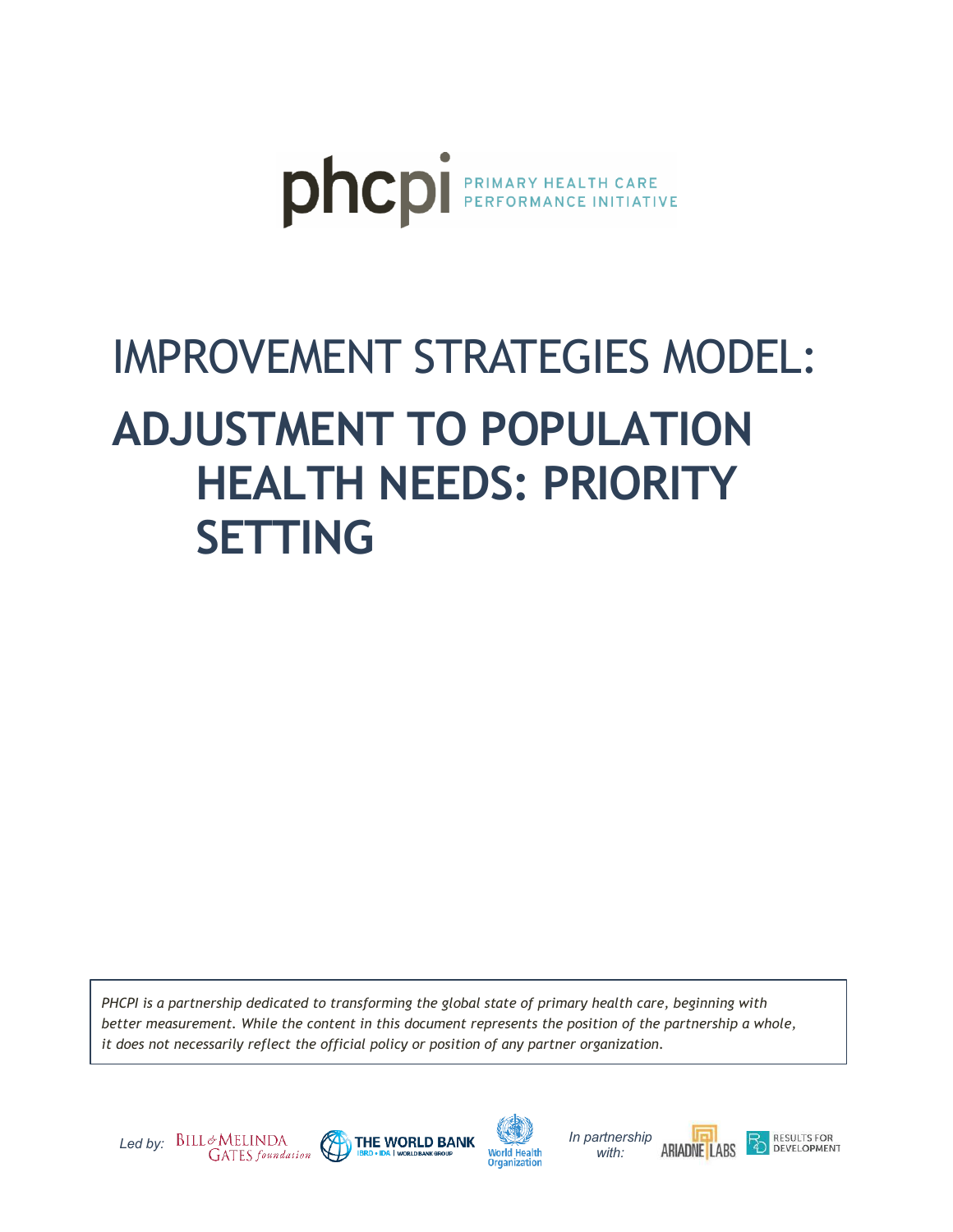phcpi PRIMARY HEALTH CARE PERFORMANCE INITIATIVE

# IMPROVEMENT STRATEGIES MODEL:

# ADJUSTMENT TO POPULATION HEALTH NEEDS: PRIORITY SETTING

*PHCPI is a partnership dedicated to transforming the global state of primary health care, beginning with better measurement. While the content in this document represents the position of the partnership a whole, it does not necessarily reflect the official policy or position of any partner organization.*

*Led by:* Bill & Melinda Gates foundation, The World Bank, World Health Organization

*In partnership with:* Ariadne Labs, Results for Development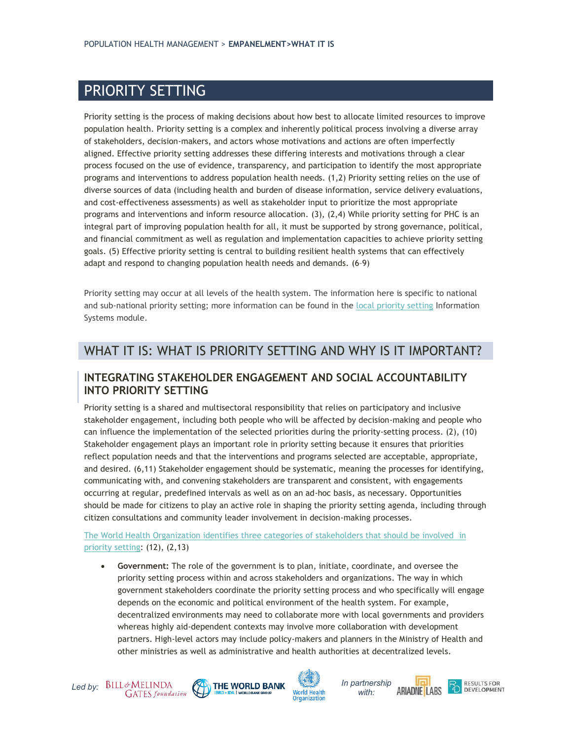# PRIORITY SETTING

Priority setting is the process of making decisions about how best to allocate limited resources to improve population health. Priority setting is a complex and inherently political process involving a diverse array of stakeholders, decision-makers, and actors whose motivations and actions are often imperfectly aligned. Effective priority setting addresses these differing interests and motivations through a clear process focused on the use of evidence, transparency, and participation to identify the most appropriate programs and interventions to address population health needs. (1,2) Priority setting relies on the use of diverse sources of data (including health and burden of disease information, service delivery evaluations, and cost-effectiveness assessments) as well as stakeholder input to prioritize the most appropriate programs and interventions and inform resource allocation. (3), (2,4) While priority setting for PHC is an integral part of improving population health for all, it must be supported by strong governance, political, and financial commitment as well as regulation and implementation capacities to achieve priority setting goals. (5) Effective priority setting is central to building resilient health systems that can effectively adapt and respond to changing population health needs and demands. (6–9)

Priority setting may occur at all levels of the health system. The information here is specific to national and sub-national priority setting; more information can be found in the local priority setting Information Systems module.

## WHAT IT IS: WHAT IS PRIORITY SETTING AND WHY IS IT IMPORTANT?

### INTEGRATING STAKEHOLDER ENGAGEMENT AND SOCIAL ACCOUNTABILITY INTO PRIORITY SETTING

Priority setting is a shared and multisectoral responsibility that relies on participatory and inclusive stakeholder engagement, including both people who will be affected by decision-making and people who can influence the implementation of the selected priorities during the priority-setting process. (2), (10) Stakeholder engagement plays an important role in priority setting because it ensures that priorities reflect population needs and that the interventions and programs selected are acceptable, appropriate, and desired. (6,11) Stakeholder engagement should be systematic, meaning the processes for identifying, communicating with, and convening stakeholders are transparent and consistent, with engagements occurring at regular, predefined intervals as well as on an ad-hoc basis, as necessary. Opportunities should be made for citizens to play an active role in shaping the priority setting agenda, including through citizen consultations and community leader involvement in decision-making processes.

The World Health Organization identifies three categories of stakeholders that should be involved in priority setting: (12), (2,13)

- **Government:** The role of the government is to plan, initiate, coordinate, and oversee the priority setting process within and across stakeholders and organizations. The way in which government stakeholders coordinate the priority setting process and who specifically will engage depends on the economic and political environment of the health system. For example, decentralized environments may need to collaborate more with local governments and providers whereas highly aid-dependent contexts may involve more collaboration with development partners. High-level actors may include policy-makers and planners in the Ministry of Health and other ministries as well as administrative and health authorities at decentralized levels.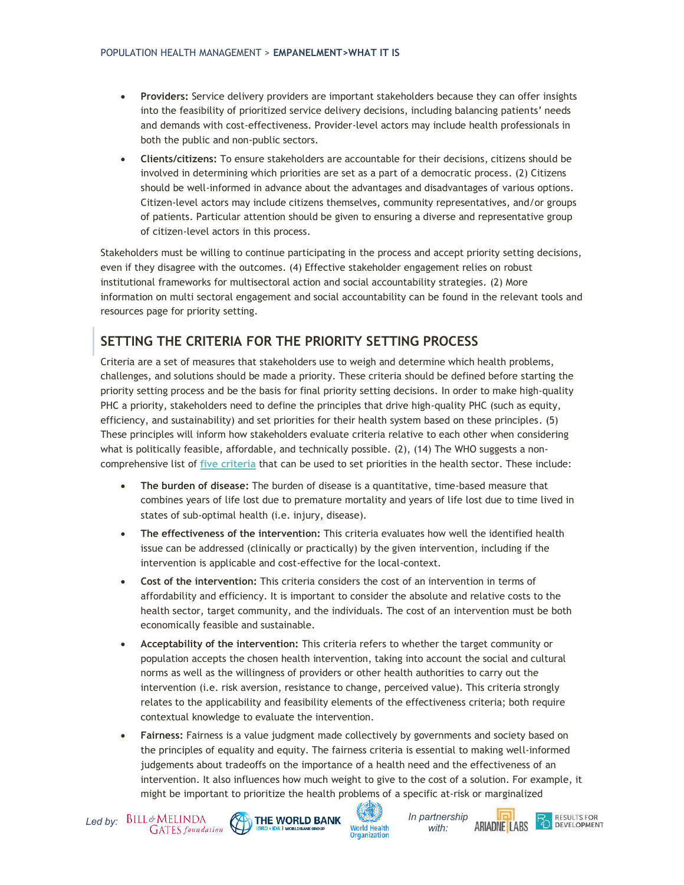- **Providers:** Service delivery providers are important stakeholders because they can offer insights into the feasibility of prioritized service delivery decisions, including balancing patients' needs and demands with cost-effectiveness. Provider-level actors may include health professionals in both the public and non-public sectors.
- **Clients/citizens:** To ensure stakeholders are accountable for their decisions, citizens should be involved in determining which priorities are set as a part of a democratic process. (2) Citizens should be well-informed in advance about the advantages and disadvantages of various options. Citizen-level actors may include citizens themselves, community representatives, and/or groups of patients. Particular attention should be given to ensuring a diverse and representative group of citizen-level actors in this process.

Stakeholders must be willing to continue participating in the process and accept priority setting decisions, even if they disagree with the outcomes. (4) Effective stakeholder engagement relies on robust institutional frameworks for multisectoral action and social accountability strategies. (2) More information on multi sectoral engagement and social accountability can be found in the relevant tools and resources page for priority setting.

## SETTING THE CRITERIA FOR THE PRIORITY SETTING PROCESS

Criteria are a set of measures that stakeholders use to weigh and determine which health problems, challenges, and solutions should be made a priority. These criteria should be defined before starting the priority setting process and be the basis for final priority setting decisions. In order to make high-quality PHC a priority, stakeholders need to define the principles that drive high-quality PHC (such as equity, efficiency, and sustainability) and set priorities for their health system based on these principles. (5) These principles will inform how stakeholders evaluate criteria relative to each other when considering what is politically feasible, affordable, and technically possible. (2), (14) The WHO suggests a non-comprehensive list of five criteria that can be used to set priorities in the health sector. These include:

- **The burden of disease:** The burden of disease is a quantitative, time-based measure that combines years of life lost due to premature mortality and years of life lost due to time lived in states of sub-optimal health (i.e. injury, disease).
- **The effectiveness of the intervention:** This criteria evaluates how well the identified health issue can be addressed (clinically or practically) by the given intervention, including if the intervention is applicable and cost-effective for the local-context.
- **Cost of the intervention:** This criteria considers the cost of an intervention in terms of affordability and efficiency. It is important to consider the absolute and relative costs to the health sector, target community, and the individuals. The cost of an intervention must be both economically feasible and sustainable.
- **Acceptability of the intervention:** This criteria refers to whether the target community or population accepts the chosen health intervention, taking into account the social and cultural norms as well as the willingness of providers or other health authorities to carry out the intervention (i.e. risk aversion, resistance to change, perceived value). This criteria strongly relates to the applicability and feasibility elements of the effectiveness criteria; both require contextual knowledge to evaluate the intervention.
- **Fairness:** Fairness is a value judgment made collectively by governments and society based on the principles of equality and equity. The fairness criteria is essential to making well-informed judgements about tradeoffs on the importance of a health need and the effectiveness of an intervention. It also influences how much weight to give to the cost of a solution. For example, it might be important to prioritize the health problems of a specific at-risk or marginalized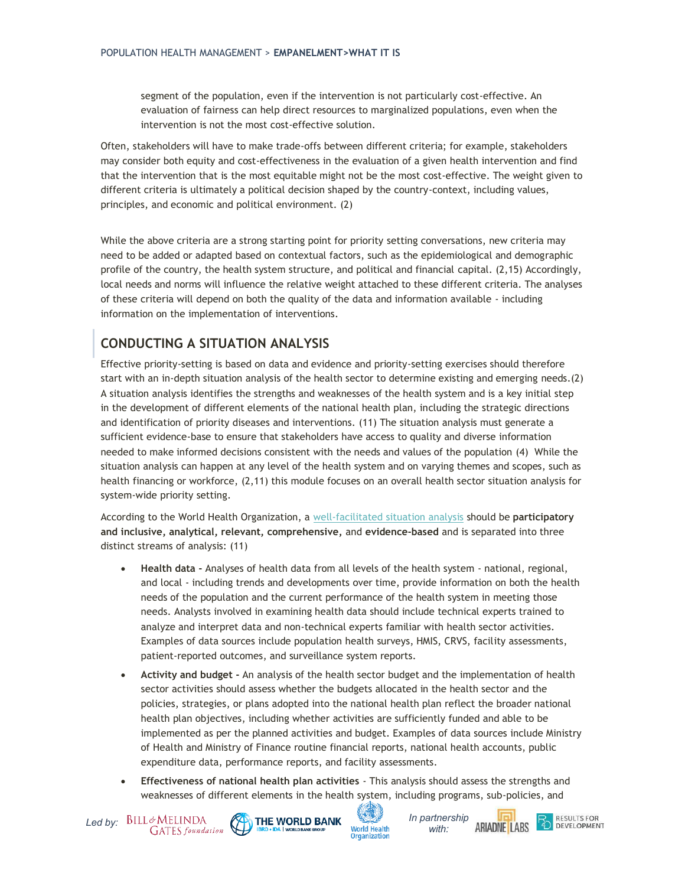segment of the population, even if the intervention is not particularly cost-effective. An evaluation of fairness can help direct resources to marginalized populations, even when the intervention is not the most cost-effective solution.

Often, stakeholders will have to make trade-offs between different criteria; for example, stakeholders may consider both equity and cost-effectiveness in the evaluation of a given health intervention and find that the intervention that is the most equitable might not be the most cost-effective. The weight given to different criteria is ultimately a political decision shaped by the country-context, including values, principles, and economic and political environment. (2)

While the above criteria are a strong starting point for priority setting conversations, new criteria may need to be added or adapted based on contextual factors, such as the epidemiological and demographic profile of the country, the health system structure, and political and financial capital. (2,15) Accordingly, local needs and norms will influence the relative weight attached to these different criteria. The analyses of these criteria will depend on both the quality of the data and information available - including information on the implementation of interventions.

## CONDUCTING A SITUATION ANALYSIS

Effective priority-setting is based on data and evidence and priority-setting exercises should therefore start with an in-depth situation analysis of the health sector to determine existing and emerging needs.(2) A situation analysis identifies the strengths and weaknesses of the health system and is a key initial step in the development of different elements of the national health plan, including the strategic directions and identification of priority diseases and interventions. (11) The situation analysis must generate a sufficient evidence-base to ensure that stakeholders have access to quality and diverse information needed to make informed decisions consistent with the needs and values of the population (4) While the situation analysis can happen at any level of the health system and on varying themes and scopes, such as health financing or workforce, (2,11) this module focuses on an overall health sector situation analysis for system-wide priority setting.

According to the World Health Organization, a well-facilitated situation analysis should be **participatory and inclusive, analytical, relevant, comprehensive,** and **evidence-based** and is separated into three distinct streams of analysis: (11)

- **Health data -** Analyses of health data from all levels of the health system - national, regional, and local - including trends and developments over time, provide information on both the health needs of the population and the current performance of the health system in meeting those needs. Analysts involved in examining health data should include technical experts trained to analyze and interpret data and non-technical experts familiar with health sector activities. Examples of data sources include population health surveys, HMIS, CRVS, facility assessments, patient-reported outcomes, and surveillance system reports.
- **Activity and budget -** An analysis of the health sector budget and the implementation of health sector activities should assess whether the budgets allocated in the health sector and the policies, strategies, or plans adopted into the national health plan reflect the broader national health plan objectives, including whether activities are sufficiently funded and able to be implemented as per the planned activities and budget. Examples of data sources include Ministry of Health and Ministry of Finance routine financial reports, national health accounts, public expenditure data, performance reports, and facility assessments.
- **Effectiveness of national health plan activities** - This analysis should assess the strengths and weaknesses of different elements in the health system, including programs, sub-policies, and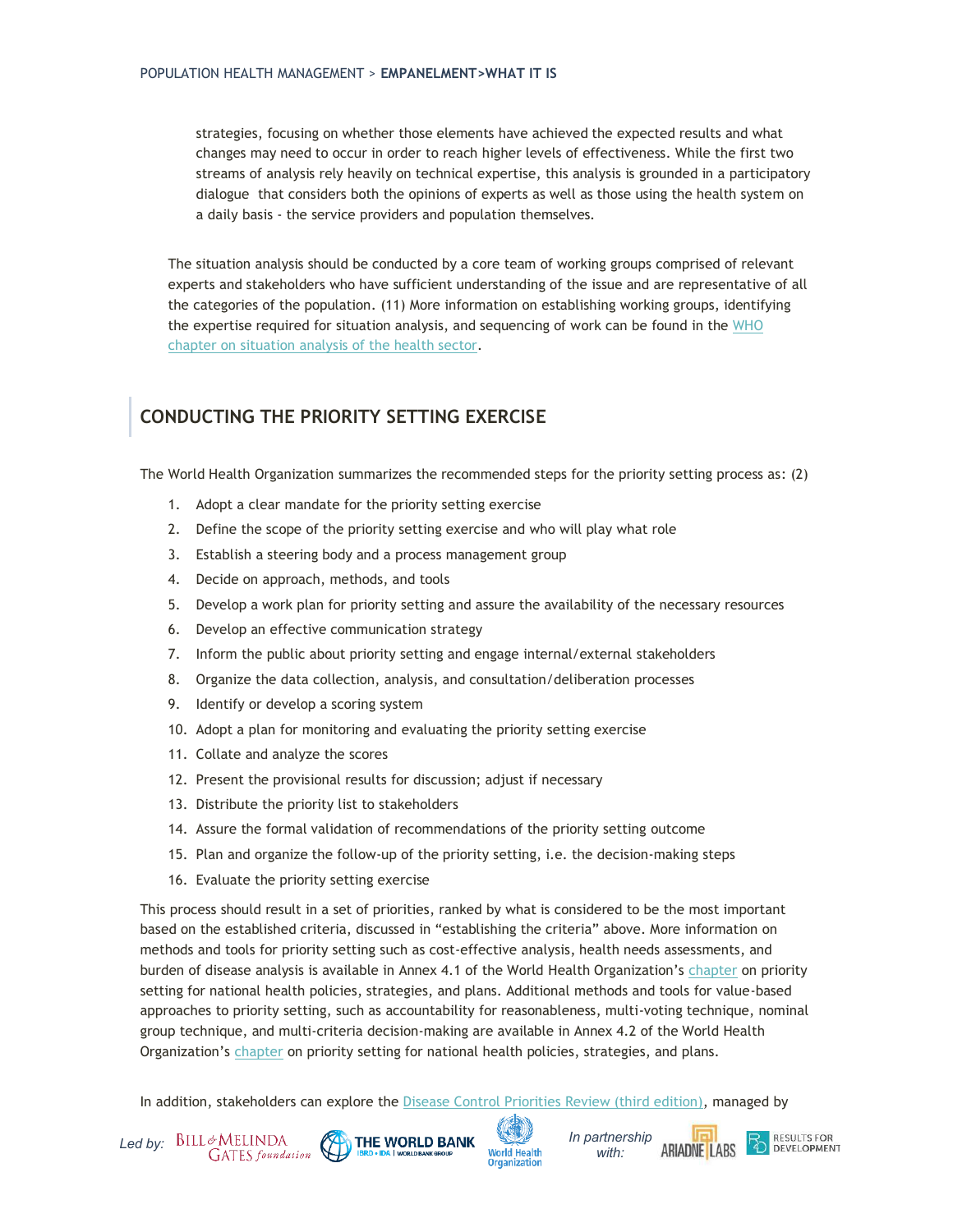strategies, focusing on whether those elements have achieved the expected results and what changes may need to occur in order to reach higher levels of effectiveness. While the first two streams of analysis rely heavily on technical expertise, this analysis is grounded in a participatory dialogue that considers both the opinions of experts as well as those using the health system on a daily basis - the service providers and population themselves.

The situation analysis should be conducted by a core team of working groups comprised of relevant experts and stakeholders who have sufficient understanding of the issue and are representative of all the categories of the population. (11) More information on establishing working groups, identifying the expertise required for situation analysis, and sequencing of work can be found in the WHO chapter on situation analysis of the health sector.

## CONDUCTING THE PRIORITY SETTING EXERCISE

The World Health Organization summarizes the recommended steps for the priority setting process as: (2)

1. Adopt a clear mandate for the priority setting exercise
2. Define the scope of the priority setting exercise and who will play what role
3. Establish a steering body and a process management group
4. Decide on approach, methods, and tools
5. Develop a work plan for priority setting and assure the availability of the necessary resources
6. Develop an effective communication strategy
7. Inform the public about priority setting and engage internal/external stakeholders
8. Organize the data collection, analysis, and consultation/deliberation processes
9. Identify or develop a scoring system
10. Adopt a plan for monitoring and evaluating the priority setting exercise
11. Collate and analyze the scores
12. Present the provisional results for discussion; adjust if necessary
13. Distribute the priority list to stakeholders
14. Assure the formal validation of recommendations of the priority setting outcome
15. Plan and organize the follow-up of the priority setting, i.e. the decision-making steps
16. Evaluate the priority setting exercise

This process should result in a set of priorities, ranked by what is considered to be the most important based on the established criteria, discussed in "establishing the criteria" above. More information on methods and tools for priority setting such as cost-effective analysis, health needs assessments, and burden of disease analysis is available in Annex 4.1 of the World Health Organization's chapter on priority setting for national health policies, strategies, and plans. Additional methods and tools for value-based approaches to priority setting, such as accountability for reasonableness, multi-voting technique, nominal group technique, and multi-criteria decision-making are available in Annex 4.2 of the World Health Organization's chapter on priority setting for national health policies, strategies, and plans.

In addition, stakeholders can explore the Disease Control Priorities Review (third edition), managed by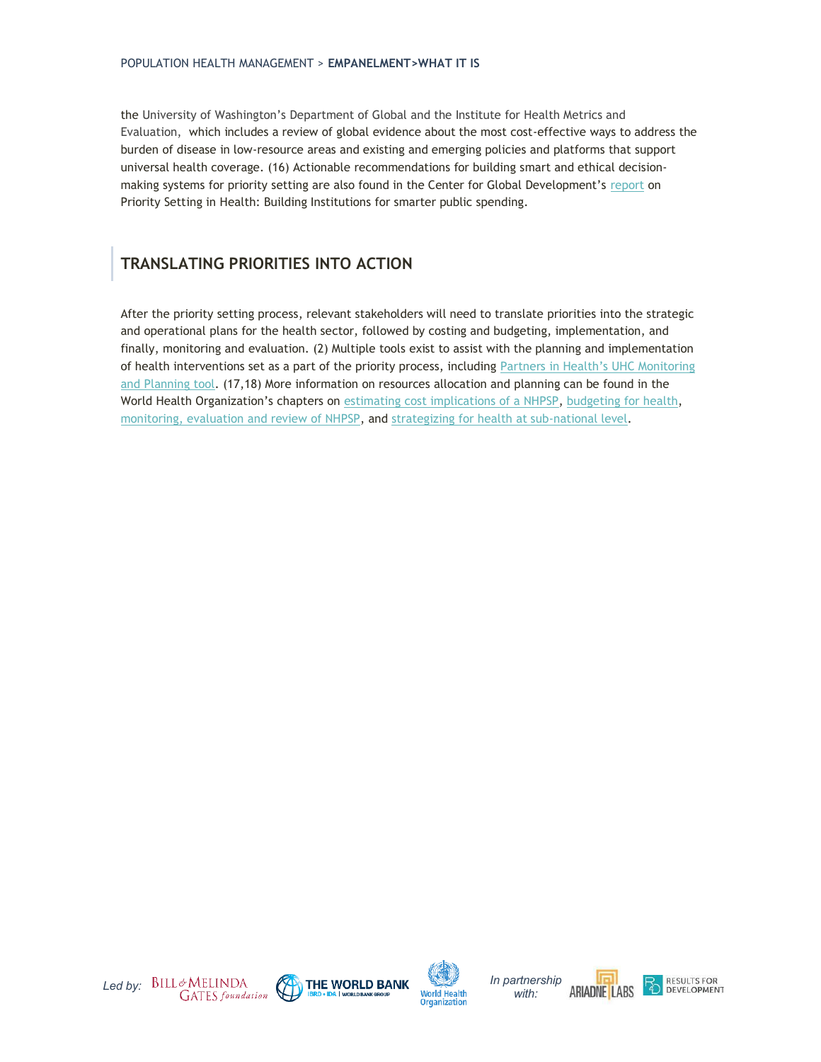the University of Washington's Department of Global and the Institute for Health Metrics and Evaluation, which includes a review of global evidence about the most cost-effective ways to address the burden of disease in low-resource areas and existing and emerging policies and platforms that support universal health coverage. (16) Actionable recommendations for building smart and ethical decision-making systems for priority setting are also found in the Center for Global Development's report on Priority Setting in Health: Building Institutions for smarter public spending.

## TRANSLATING PRIORITIES INTO ACTION

After the priority setting process, relevant stakeholders will need to translate priorities into the strategic and operational plans for the health sector, followed by costing and budgeting, implementation, and finally, monitoring and evaluation. (2) Multiple tools exist to assist with the planning and implementation of health interventions set as a part of the priority process, including Partners in Health's UHC Monitoring and Planning tool. (17,18) More information on resources allocation and planning can be found in the World Health Organization's chapters on estimating cost implications of a NHPSP, budgeting for health, monitoring, evaluation and review of NHPSP, and strategizing for health at sub-national level.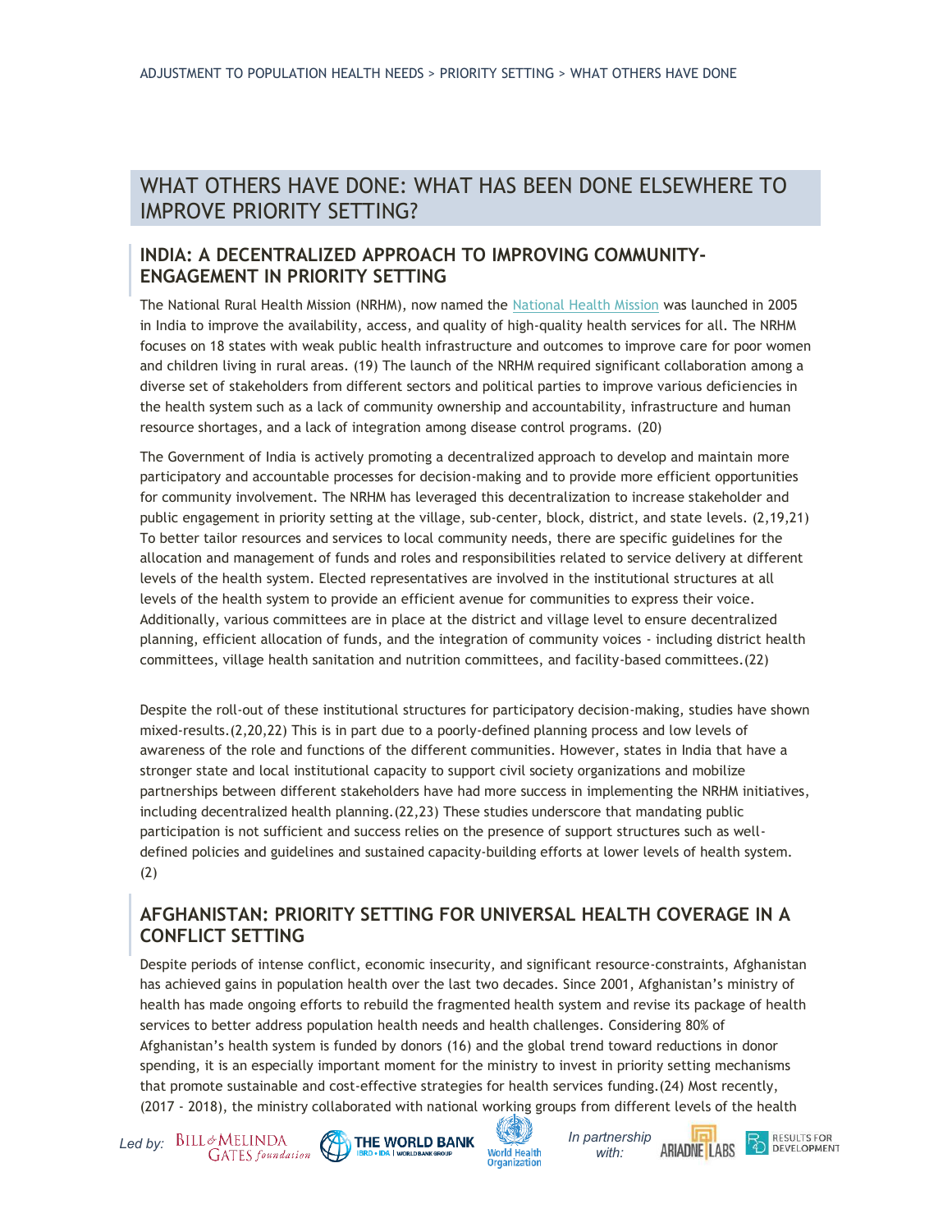## WHAT OTHERS HAVE DONE: WHAT HAS BEEN DONE ELSEWHERE TO IMPROVE PRIORITY SETTING?

### INDIA: A DECENTRALIZED APPROACH TO IMPROVING COMMUNITY-ENGAGEMENT IN PRIORITY SETTING

The National Rural Health Mission (NRHM), now named the [National Health Mission](#) was launched in 2005 in India to improve the availability, access, and quality of high-quality health services for all. The NRHM focuses on 18 states with weak public health infrastructure and outcomes to improve care for poor women and children living in rural areas. (19) The launch of the NRHM required significant collaboration among a diverse set of stakeholders from different sectors and political parties to improve various deficiencies in the health system such as a lack of community ownership and accountability, infrastructure and human resource shortages, and a lack of integration among disease control programs. (20)

The Government of India is actively promoting a decentralized approach to develop and maintain more participatory and accountable processes for decision-making and to provide more efficient opportunities for community involvement. The NRHM has leveraged this decentralization to increase stakeholder and public engagement in priority setting at the village, sub-center, block, district, and state levels. (2,19,21) To better tailor resources and services to local community needs, there are specific guidelines for the allocation and management of funds and roles and responsibilities related to service delivery at different levels of the health system. Elected representatives are involved in the institutional structures at all levels of the health system to provide an efficient avenue for communities to express their voice. Additionally, various committees are in place at the district and village level to ensure decentralized planning, efficient allocation of funds, and the integration of community voices - including district health committees, village health sanitation and nutrition committees, and facility-based committees.(22)

Despite the roll-out of these institutional structures for participatory decision-making, studies have shown mixed-results.(2,20,22) This is in part due to a poorly-defined planning process and low levels of awareness of the role and functions of the different communities. However, states in India that have a stronger state and local institutional capacity to support civil society organizations and mobilize partnerships between different stakeholders have had more success in implementing the NRHM initiatives, including decentralized health planning.(22,23) These studies underscore that mandating public participation is not sufficient and success relies on the presence of support structures such as well-defined policies and guidelines and sustained capacity-building efforts at lower levels of health system. (2)

### AFGHANISTAN: PRIORITY SETTING FOR UNIVERSAL HEALTH COVERAGE IN A CONFLICT SETTING

Despite periods of intense conflict, economic insecurity, and significant resource-constraints, Afghanistan has achieved gains in population health over the last two decades. Since 2001, Afghanistan's ministry of health has made ongoing efforts to rebuild the fragmented health system and revise its package of health services to better address population health needs and health challenges. Considering 80% of Afghanistan's health system is funded by donors (16) and the global trend toward reductions in donor spending, it is an especially important moment for the ministry to invest in priority setting mechanisms that promote sustainable and cost-effective strategies for health services funding.(24) Most recently, (2017 - 2018), the ministry collaborated with national working groups from different levels of the health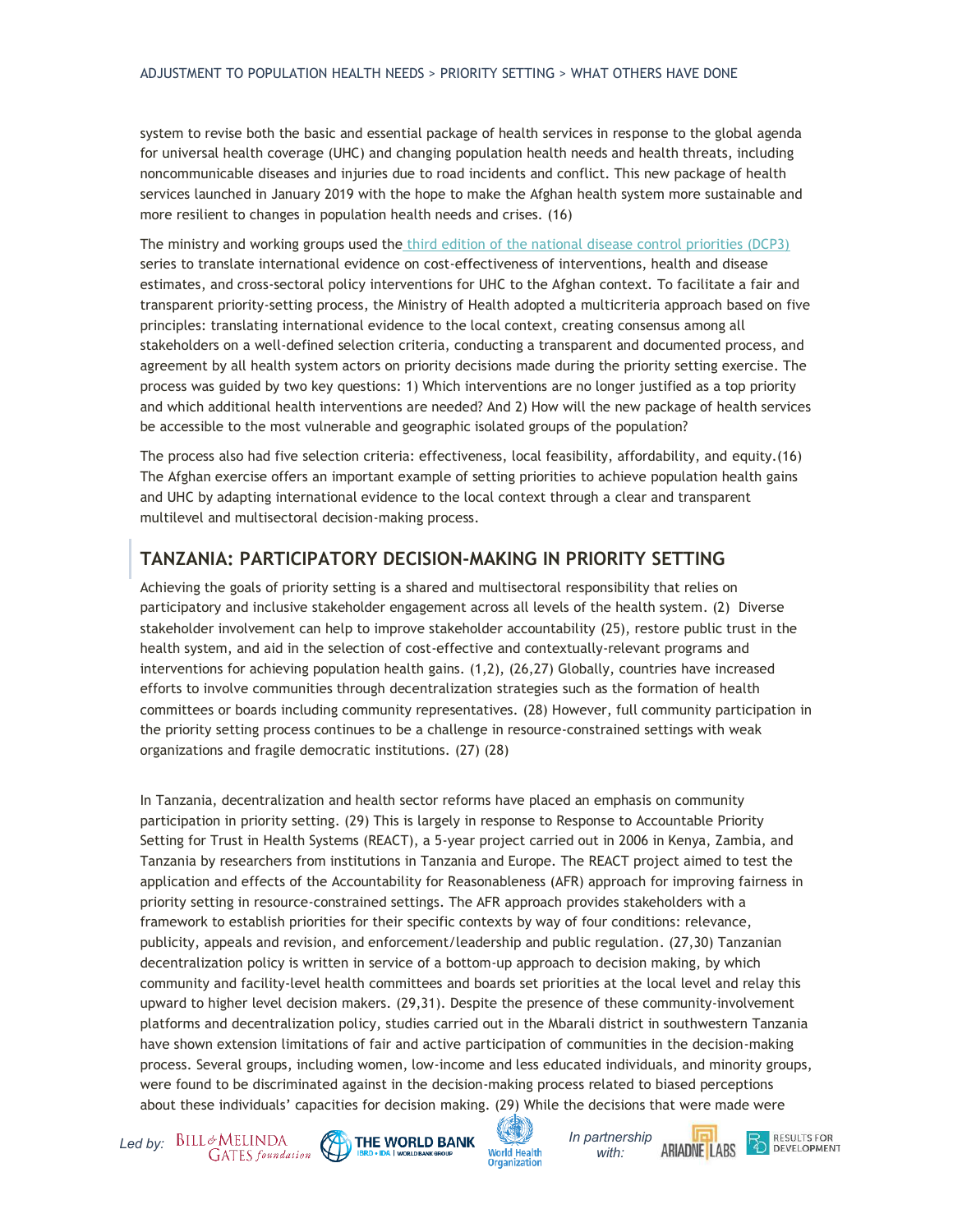system to revise both the basic and essential package of health services in response to the global agenda for universal health coverage (UHC) and changing population health needs and health threats, including noncommunicable diseases and injuries due to road incidents and conflict. This new package of health services launched in January 2019 with the hope to make the Afghan health system more sustainable and more resilient to changes in population health needs and crises. (16)

The ministry and working groups used the third edition of the national disease control priorities (DCP3) series to translate international evidence on cost-effectiveness of interventions, health and disease estimates, and cross-sectoral policy interventions for UHC to the Afghan context. To facilitate a fair and transparent priority-setting process, the Ministry of Health adopted a multicriteria approach based on five principles: translating international evidence to the local context, creating consensus among all stakeholders on a well-defined selection criteria, conducting a transparent and documented process, and agreement by all health system actors on priority decisions made during the priority setting exercise. The process was guided by two key questions: 1) Which interventions are no longer justified as a top priority and which additional health interventions are needed? And 2) How will the new package of health services be accessible to the most vulnerable and geographic isolated groups of the population?

The process also had five selection criteria: effectiveness, local feasibility, affordability, and equity.(16) The Afghan exercise offers an important example of setting priorities to achieve population health gains and UHC by adapting international evidence to the local context through a clear and transparent multilevel and multisectoral decision-making process.

## TANZANIA: PARTICIPATORY DECISION-MAKING IN PRIORITY SETTING

Achieving the goals of priority setting is a shared and multisectoral responsibility that relies on participatory and inclusive stakeholder engagement across all levels of the health system. (2) Diverse stakeholder involvement can help to improve stakeholder accountability (25), restore public trust in the health system, and aid in the selection of cost-effective and contextually-relevant programs and interventions for achieving population health gains. (1,2), (26,27) Globally, countries have increased efforts to involve communities through decentralization strategies such as the formation of health committees or boards including community representatives. (28) However, full community participation in the priority setting process continues to be a challenge in resource-constrained settings with weak organizations and fragile democratic institutions. (27) (28)

In Tanzania, decentralization and health sector reforms have placed an emphasis on community participation in priority setting. (29) This is largely in response to Response to Accountable Priority Setting for Trust in Health Systems (REACT), a 5-year project carried out in 2006 in Kenya, Zambia, and Tanzania by researchers from institutions in Tanzania and Europe. The REACT project aimed to test the application and effects of the Accountability for Reasonableness (AFR) approach for improving fairness in priority setting in resource-constrained settings. The AFR approach provides stakeholders with a framework to establish priorities for their specific contexts by way of four conditions: relevance, publicity, appeals and revision, and enforcement/leadership and public regulation. (27,30) Tanzanian decentralization policy is written in service of a bottom-up approach to decision making, by which community and facility-level health committees and boards set priorities at the local level and relay this upward to higher level decision makers. (29,31). Despite the presence of these community-involvement platforms and decentralization policy, studies carried out in the Mbarali district in southwestern Tanzania have shown extension limitations of fair and active participation of communities in the decision-making process. Several groups, including women, low-income and less educated individuals, and minority groups, were found to be discriminated against in the decision-making process related to biased perceptions about these individuals' capacities for decision making. (29) While the decisions that were made were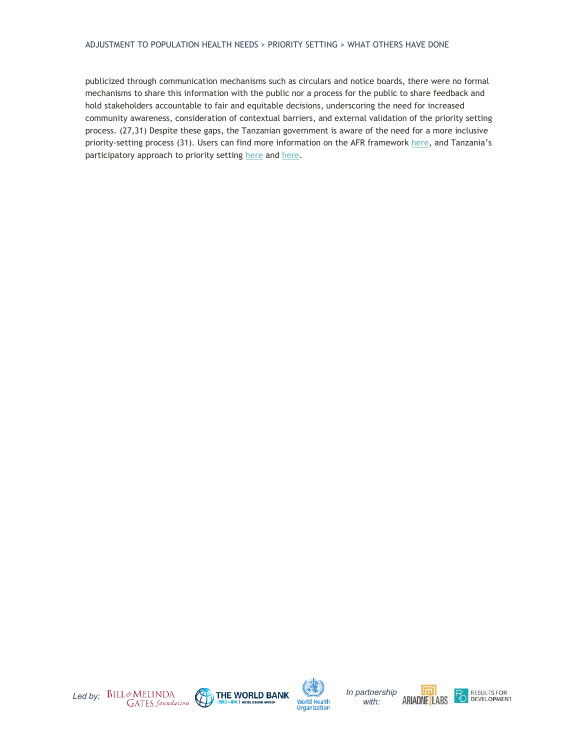publicized through communication mechanisms such as circulars and notice boards, there were no formal mechanisms to share this information with the public nor a process for the public to share feedback and hold stakeholders accountable to fair and equitable decisions, underscoring the need for increased community awareness, consideration of contextual barriers, and external validation of the priority setting process. (27,31) Despite these gaps, the Tanzanian government is aware of the need for a more inclusive priority-setting process (31). Users can find more information on the AFR framework here, and Tanzania's participatory approach to priority setting here and here.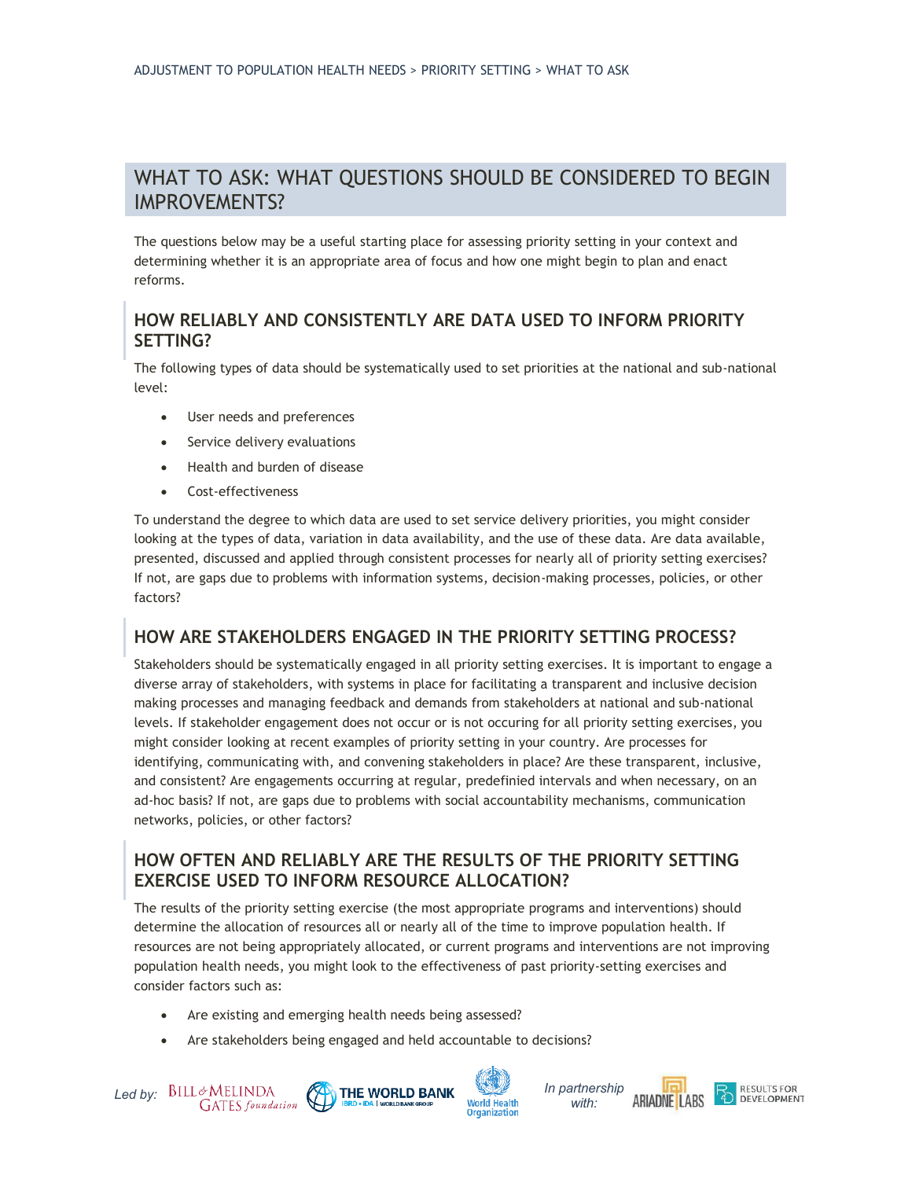# WHAT TO ASK: WHAT QUESTIONS SHOULD BE CONSIDERED TO BEGIN IMPROVEMENTS?

The questions below may be a useful starting place for assessing priority setting in your context and determining whether it is an appropriate area of focus and how one might begin to plan and enact reforms.

## HOW RELIABLY AND CONSISTENTLY ARE DATA USED TO INFORM PRIORITY SETTING?

The following types of data should be systematically used to set priorities at the national and sub-national level:

- User needs and preferences
- Service delivery evaluations
- Health and burden of disease
- Cost-effectiveness

To understand the degree to which data are used to set service delivery priorities, you might consider looking at the types of data, variation in data availability, and the use of these data. Are data available, presented, discussed and applied through consistent processes for nearly all of priority setting exercises? If not, are gaps due to problems with information systems, decision-making processes, policies, or other factors?

## HOW ARE STAKEHOLDERS ENGAGED IN THE PRIORITY SETTING PROCESS?

Stakeholders should be systematically engaged in all priority setting exercises. It is important to engage a diverse array of stakeholders, with systems in place for facilitating a transparent and inclusive decision making processes and managing feedback and demands from stakeholders at national and sub-national levels. If stakeholder engagement does not occur or is not occuring for all priority setting exercises, you might consider looking at recent examples of priority setting in your country. Are processes for identifying, communicating with, and convening stakeholders in place? Are these transparent, inclusive, and consistent? Are engagements occurring at regular, predefinied intervals and when necessary, on an ad-hoc basis? If not, are gaps due to problems with social accountability mechanisms, communication networks, policies, or other factors?

## HOW OFTEN AND RELIABLY ARE THE RESULTS OF THE PRIORITY SETTING EXERCISE USED TO INFORM RESOURCE ALLOCATION?

The results of the priority setting exercise (the most appropriate programs and interventions) should determine the allocation of resources all or nearly all of the time to improve population health. If resources are not being appropriately allocated, or current programs and interventions are not improving population health needs, you might look to the effectiveness of past priority-setting exercises and consider factors such as:

- Are existing and emerging health needs being assessed?
- Are stakeholders being engaged and held accountable to decisions?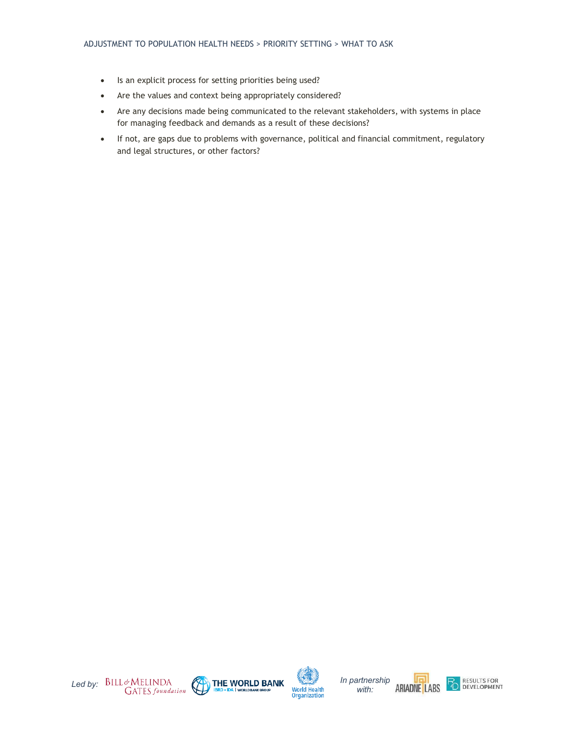- Is an explicit process for setting priorities being used?
- Are the values and context being appropriately considered?
- Are any decisions made being communicated to the relevant stakeholders, with systems in place for managing feedback and demands as a result of these decisions?
- If not, are gaps due to problems with governance, political and financial commitment, regulatory and legal structures, or other factors?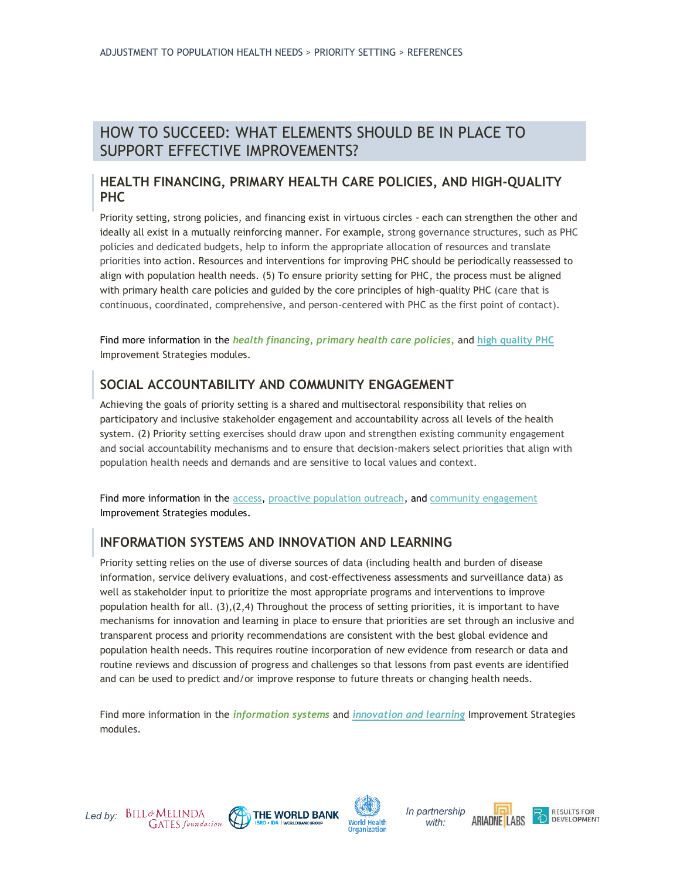ADJUSTMENT TO POPULATION HEALTH NEEDS > PRIORITY SETTING > REFERENCES

# HOW TO SUCCEED: WHAT ELEMENTS SHOULD BE IN PLACE TO SUPPORT EFFECTIVE IMPROVEMENTS?

## HEALTH FINANCING, PRIMARY HEALTH CARE POLICIES, AND HIGH-QUALITY PHC

Priority setting, strong policies, and financing exist in virtuous circles - each can strengthen the other and ideally all exist in a mutually reinforcing manner. For example, strong governance structures, such as PHC policies and dedicated budgets, help to inform the appropriate allocation of resources and translate priorities into action. Resources and interventions for improving PHC should be periodically reassessed to align with population health needs. (5) To ensure priority setting for PHC, the process must be aligned with primary health care policies and guided by the core principles of high-quality PHC (care that is continuous, coordinated, comprehensive, and person-centered with PHC as the first point of contact).

Find more information in the ***health financing, primary health care policies,*** and **high quality PHC** Improvement Strategies modules.

## SOCIAL ACCOUNTABILITY AND COMMUNITY ENGAGEMENT

Achieving the goals of priority setting is a shared and multisectoral responsibility that relies on participatory and inclusive stakeholder engagement and accountability across all levels of the health system. (2) Priority setting exercises should draw upon and strengthen existing community engagement and social accountability mechanisms and to ensure that decision-makers select priorities that align with population health needs and demands and are sensitive to local values and context.

Find more information in the access, proactive population outreach, and community engagement Improvement Strategies modules.

## INFORMATION SYSTEMS AND INNOVATION AND LEARNING

Priority setting relies on the use of diverse sources of data (including health and burden of disease information, service delivery evaluations, and cost-effectiveness assessments and surveillance data) as well as stakeholder input to prioritize the most appropriate programs and interventions to improve population health for all. (3),(2,4) Throughout the process of setting priorities, it is important to have mechanisms for innovation and learning in place to ensure that priorities are set through an inclusive and transparent process and priority recommendations are consistent with the best global evidence and population health needs. This requires routine incorporation of new evidence from research or data and routine reviews and discussion of progress and challenges so that lessons from past events are identified and can be used to predict and/or improve response to future threats or changing health needs.

Find more information in the ***information systems*** and ***innovation and learning*** Improvement Strategies modules.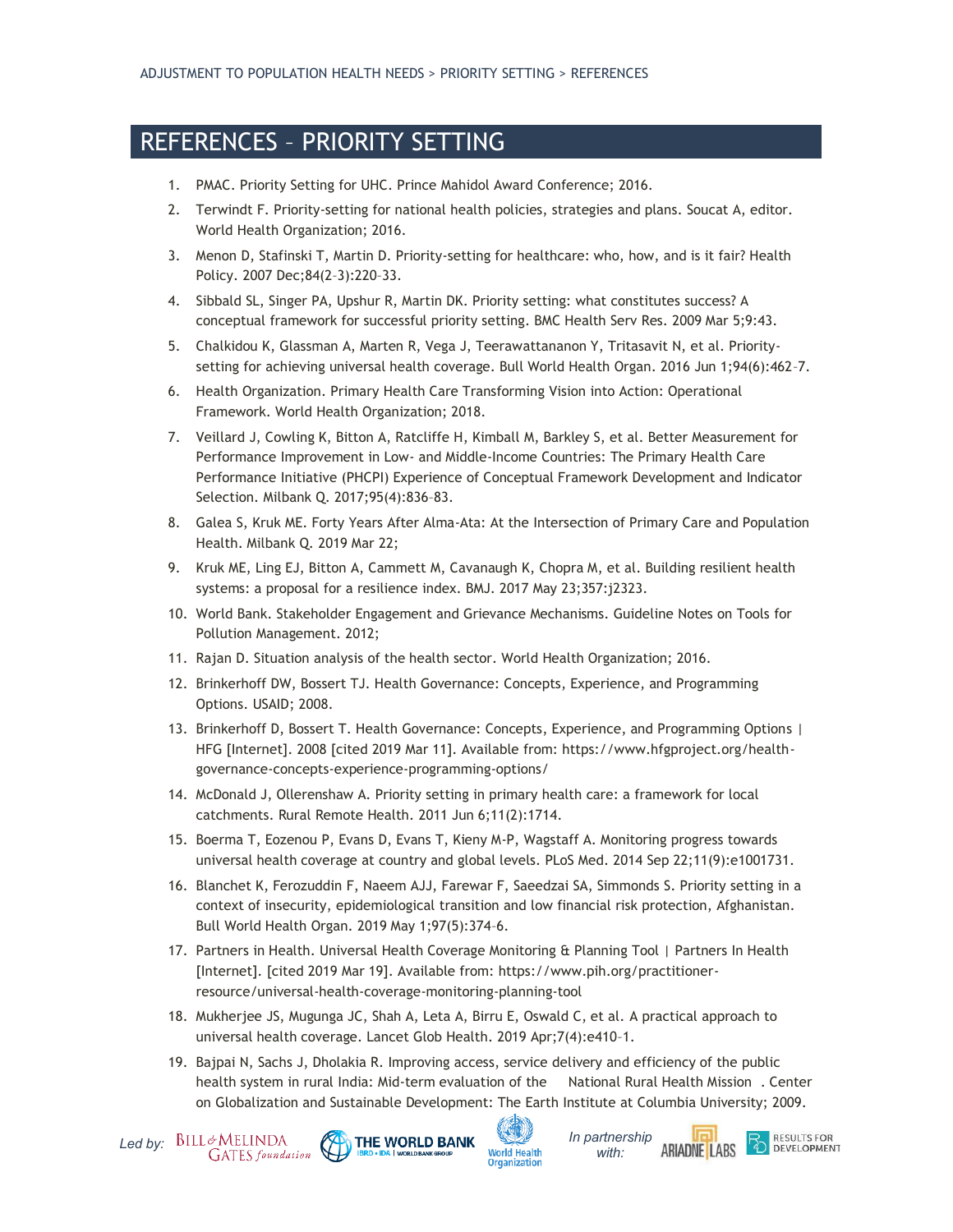# REFERENCES – PRIORITY SETTING

1. PMAC. Priority Setting for UHC. Prince Mahidol Award Conference; 2016.
2. Terwindt F. Priority-setting for national health policies, strategies and plans. Soucat A, editor. World Health Organization; 2016.
3. Menon D, Stafinski T, Martin D. Priority-setting for healthcare: who, how, and is it fair? Health Policy. 2007 Dec;84(2–3):220–33.
4. Sibbald SL, Singer PA, Upshur R, Martin DK. Priority setting: what constitutes success? A conceptual framework for successful priority setting. BMC Health Serv Res. 2009 Mar 5;9:43.
5. Chalkidou K, Glassman A, Marten R, Vega J, Teerawattananon Y, Tritasavit N, et al. Priority-setting for achieving universal health coverage. Bull World Health Organ. 2016 Jun 1;94(6):462–7.
6. Health Organization. Primary Health Care Transforming Vision into Action: Operational Framework. World Health Organization; 2018.
7. Veillard J, Cowling K, Bitton A, Ratcliffe H, Kimball M, Barkley S, et al. Better Measurement for Performance Improvement in Low- and Middle-Income Countries: The Primary Health Care Performance Initiative (PHCPI) Experience of Conceptual Framework Development and Indicator Selection. Milbank Q. 2017;95(4):836–83.
8. Galea S, Kruk ME. Forty Years After Alma-Ata: At the Intersection of Primary Care and Population Health. Milbank Q. 2019 Mar 22;
9. Kruk ME, Ling EJ, Bitton A, Cammett M, Cavanaugh K, Chopra M, et al. Building resilient health systems: a proposal for a resilience index. BMJ. 2017 May 23;357:j2323.
10. World Bank. Stakeholder Engagement and Grievance Mechanisms. Guideline Notes on Tools for Pollution Management. 2012;
11. Rajan D. Situation analysis of the health sector. World Health Organization; 2016.
12. Brinkerhoff DW, Bossert TJ. Health Governance: Concepts, Experience, and Programming Options. USAID; 2008.
13. Brinkerhoff D, Bossert T. Health Governance: Concepts, Experience, and Programming Options | HFG [Internet]. 2008 [cited 2019 Mar 11]. Available from: https://www.hfgproject.org/health-governance-concepts-experience-programming-options/
14. McDonald J, Ollerenshaw A. Priority setting in primary health care: a framework for local catchments. Rural Remote Health. 2011 Jun 6;11(2):1714.
15. Boerma T, Eozenou P, Evans D, Evans T, Kieny M-P, Wagstaff A. Monitoring progress towards universal health coverage at country and global levels. PLoS Med. 2014 Sep 22;11(9):e1001731.
16. Blanchet K, Ferozuddin F, Naeem AJJ, Farewar F, Saeedzai SA, Simmonds S. Priority setting in a context of insecurity, epidemiological transition and low financial risk protection, Afghanistan. Bull World Health Organ. 2019 May 1;97(5):374–6.
17. Partners in Health. Universal Health Coverage Monitoring & Planning Tool | Partners In Health [Internet]. [cited 2019 Mar 19]. Available from: https://www.pih.org/practitioner-resource/universal-health-coverage-monitoring-planning-tool
18. Mukherjee JS, Mugunga JC, Shah A, Leta A, Birru E, Oswald C, et al. A practical approach to universal health coverage. Lancet Glob Health. 2019 Apr;7(4):e410–1.
19. Bajpai N, Sachs J, Dholakia R. Improving access, service delivery and efficiency of the public health system in rural India: Mid-term evaluation of the National Rural Health Mission . Center on Globalization and Sustainable Development: The Earth Institute at Columbia University; 2009.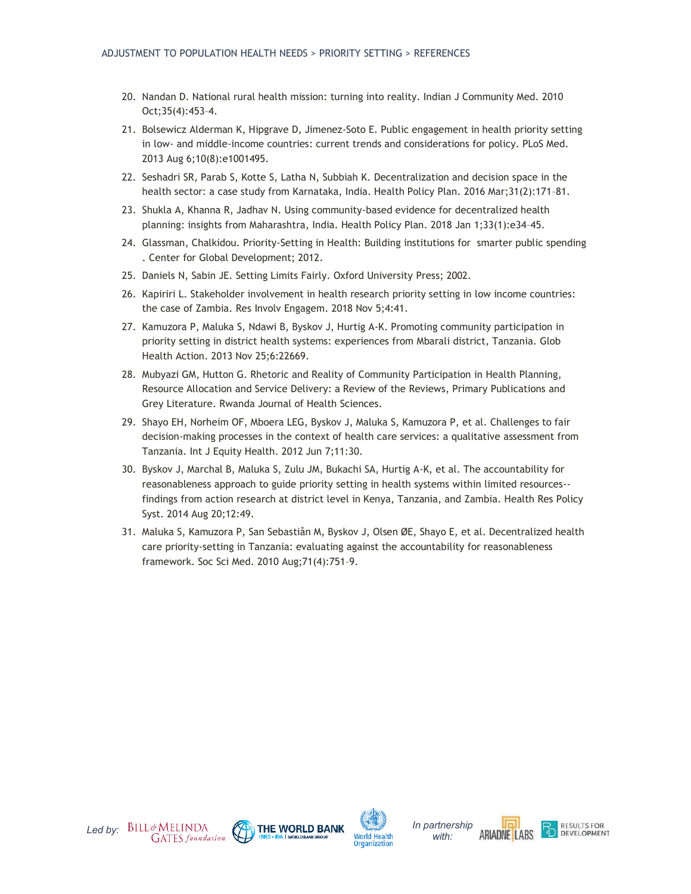20. Nandan D. National rural health mission: turning into reality. Indian J Community Med. 2010 Oct;35(4):453–4.
21. Bolsewicz Alderman K, Hipgrave D, Jimenez-Soto E. Public engagement in health priority setting in low- and middle-income countries: current trends and considerations for policy. PLoS Med. 2013 Aug 6;10(8):e1001495.
22. Seshadri SR, Parab S, Kotte S, Latha N, Subbiah K. Decentralization and decision space in the health sector: a case study from Karnataka, India. Health Policy Plan. 2016 Mar;31(2):171–81.
23. Shukla A, Khanna R, Jadhav N. Using community-based evidence for decentralized health planning: insights from Maharashtra, India. Health Policy Plan. 2018 Jan 1;33(1):e34–45.
24. Glassman, Chalkidou. Priority-Setting in Health: Building institutions for smarter public spending . Center for Global Development; 2012.
25. Daniels N, Sabin JE. Setting Limits Fairly. Oxford University Press; 2002.
26. Kapiriri L. Stakeholder involvement in health research priority setting in low income countries: the case of Zambia. Res Involv Engagem. 2018 Nov 5;4:41.
27. Kamuzora P, Maluka S, Ndawi B, Byskov J, Hurtig A-K. Promoting community participation in priority setting in district health systems: experiences from Mbarali district, Tanzania. Glob Health Action. 2013 Nov 25;6:22669.
28. Mubyazi GM, Hutton G. Rhetoric and Reality of Community Participation in Health Planning, Resource Allocation and Service Delivery: a Review of the Reviews, Primary Publications and Grey Literature. Rwanda Journal of Health Sciences.
29. Shayo EH, Norheim OF, Mboera LEG, Byskov J, Maluka S, Kamuzora P, et al. Challenges to fair decision-making processes in the context of health care services: a qualitative assessment from Tanzania. Int J Equity Health. 2012 Jun 7;11:30.
30. Byskov J, Marchal B, Maluka S, Zulu JM, Bukachi SA, Hurtig A-K, et al. The accountability for reasonableness approach to guide priority setting in health systems within limited resources--findings from action research at district level in Kenya, Tanzania, and Zambia. Health Res Policy Syst. 2014 Aug 20;12:49.
31. Maluka S, Kamuzora P, San Sebastiån M, Byskov J, Olsen ØE, Shayo E, et al. Decentralized health care priority-setting in Tanzania: evaluating against the accountability for reasonableness framework. Soc Sci Med. 2010 Aug;71(4):751–9.